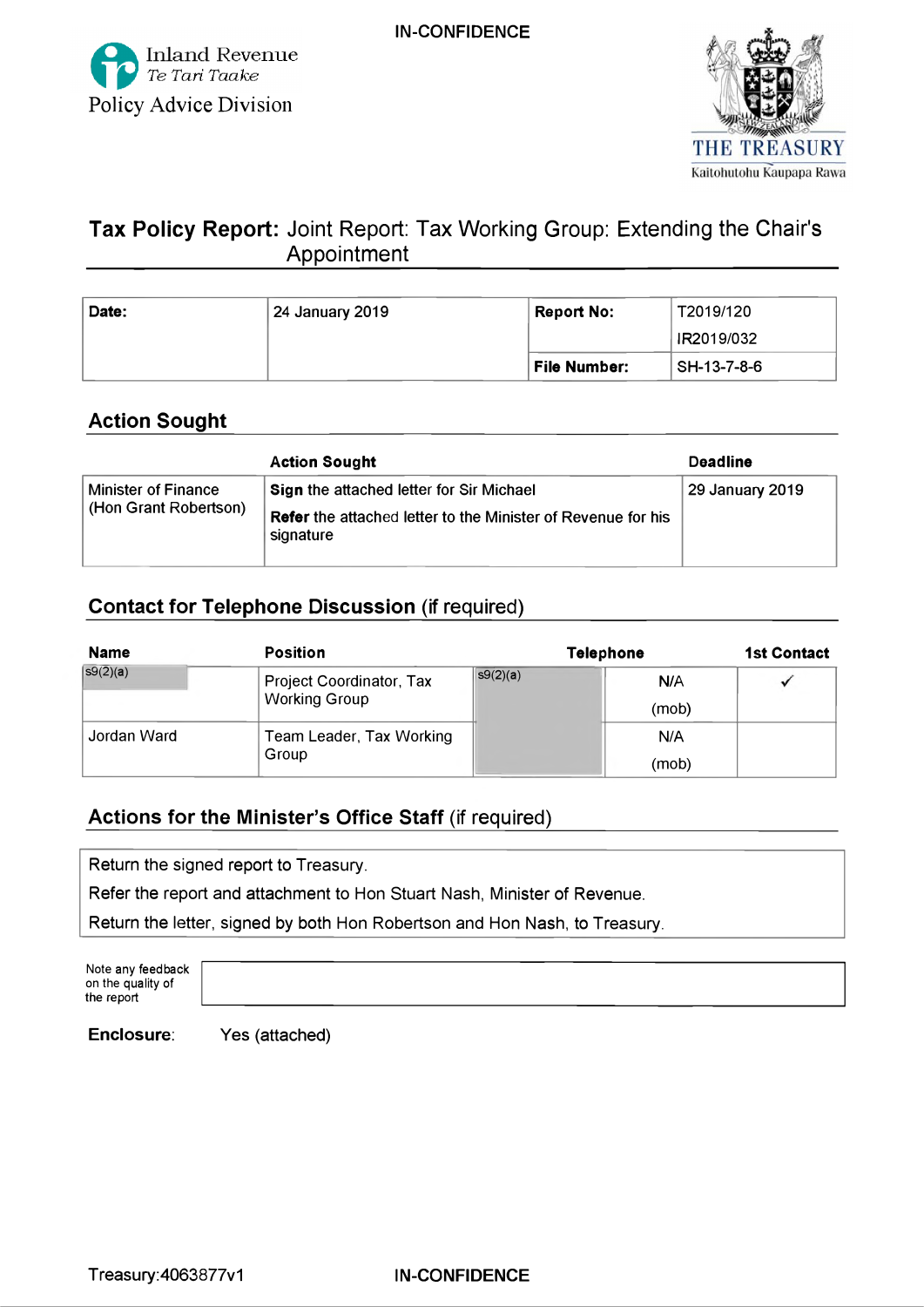IN-CONFIDENCE

Inland Revenue
*Te Tari Taake*
Policy Advice Division

THE TREASURY
Kaitohutohu Kaupapa Rawa

# **Tax Policy Report:** Joint Report: Tax Working Group: Extending the Chair's Appointment

| **Date:** | 24 January 2019 | **Report No:** | T2019/120<br>IR2019/032 |
|---|---|---|---|
| | | **File Number:** | SH-13-7-8-6 |

## Action Sought

| | Action Sought | Deadline |
|---|---|---|
| Minister of Finance (Hon Grant Robertson) | **Sign** the attached letter for Sir Michael<br>**Refer** the attached letter to the Minister of Revenue for his signature | 29 January 2019 |

## Contact for Telephone Discussion (if required)

| Name | Position | Telephone | | 1st Contact |
|---|---|---|---|---|
| s9(2)(a) | Project Coordinator, Tax Working Group | s9(2)(a) | N/A (mob) | ✓ |
| Jordan Ward | Team Leader, Tax Working Group | | N/A (mob) | |

## Actions for the Minister's Office Staff (if required)

Return the signed report to Treasury.

Refer the report and attachment to Hon Stuart Nash, Minister of Revenue.

Return the letter, signed by both Hon Robertson and Hon Nash, to Treasury.

| Note any feedback on the quality of the report | |
|---|---|

**Enclosure**: Yes (attached)

Treasury:4063877v1

IN-CONFIDENCE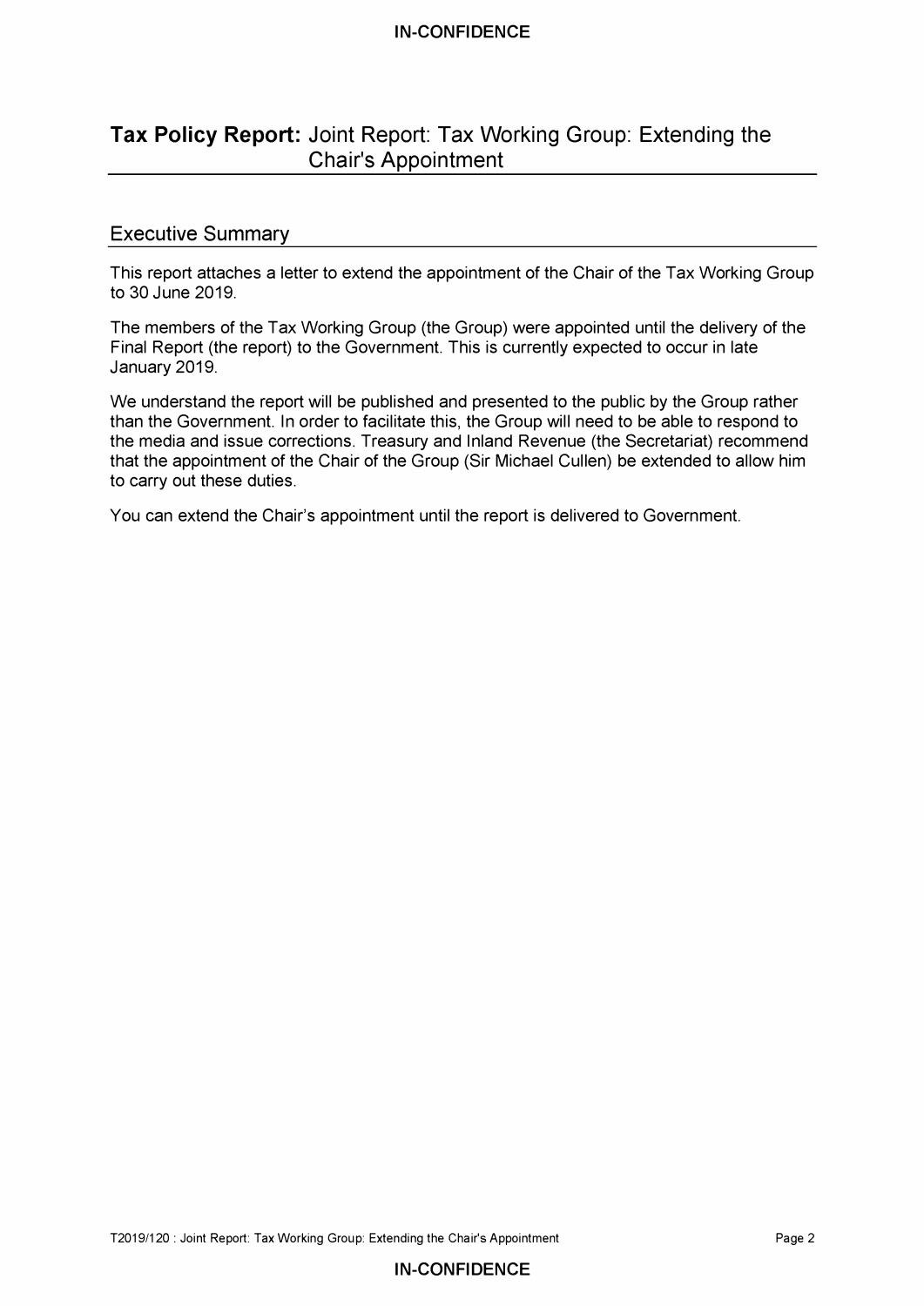# **Tax Policy Report:** Joint Report: Tax Working Group: Extending the Chair's Appointment

## Executive Summary

This report attaches a letter to extend the appointment of the Chair of the Tax Working Group to 30 June 2019.

The members of the Tax Working Group (the Group) were appointed until the delivery of the Final Report (the report) to the Government. This is currently expected to occur in late January 2019.

We understand the report will be published and presented to the public by the Group rather than the Government. In order to facilitate this, the Group will need to be able to respond to the media and issue corrections. Treasury and Inland Revenue (the Secretariat) recommend that the appointment of the Chair of the Group (Sir Michael Cullen) be extended to allow him to carry out these duties.

You can extend the Chair's appointment until the report is delivered to Government.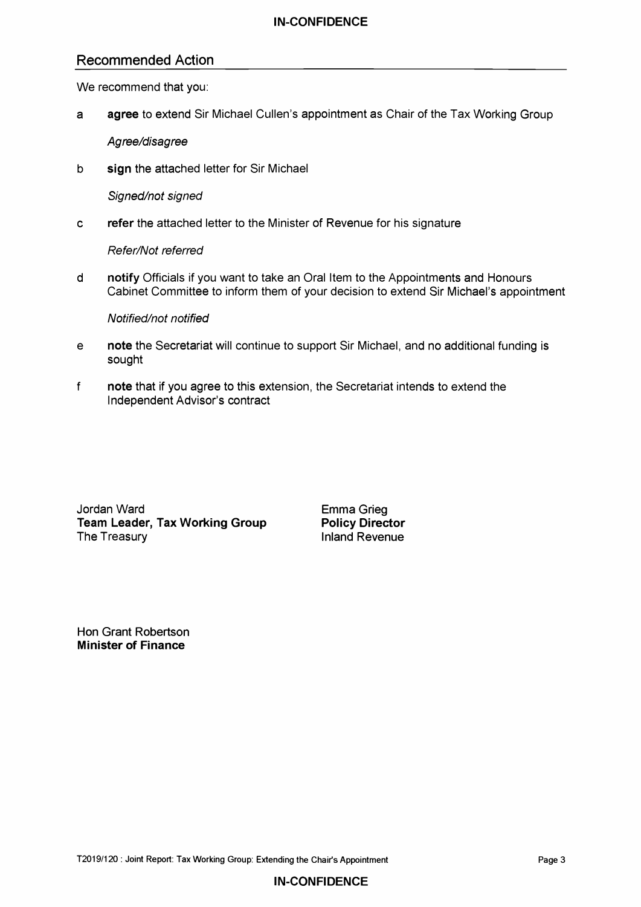## Recommended Action

We recommend that you:

a **agree** to extend Sir Michael Cullen's appointment as Chair of the Tax Working Group

*Agree/disagree*

b **sign** the attached letter for Sir Michael

*Signed/not signed*

c **refer** the attached letter to the Minister of Revenue for his signature

*Refer/Not referred*

d **notify** Officials if you want to take an Oral Item to the Appointments and Honours Cabinet Committee to inform them of your decision to extend Sir Michael's appointment

*Notified/not notified*

e **note** the Secretariat will continue to support Sir Michael, and no additional funding is sought

f **note** that if you agree to this extension, the Secretariat intends to extend the Independent Advisor's contract

Jordan Ward
**Team Leader, Tax Working Group**
The Treasury

Emma Grieg
**Policy Director**
Inland Revenue

Hon Grant Robertson
**Minister of Finance**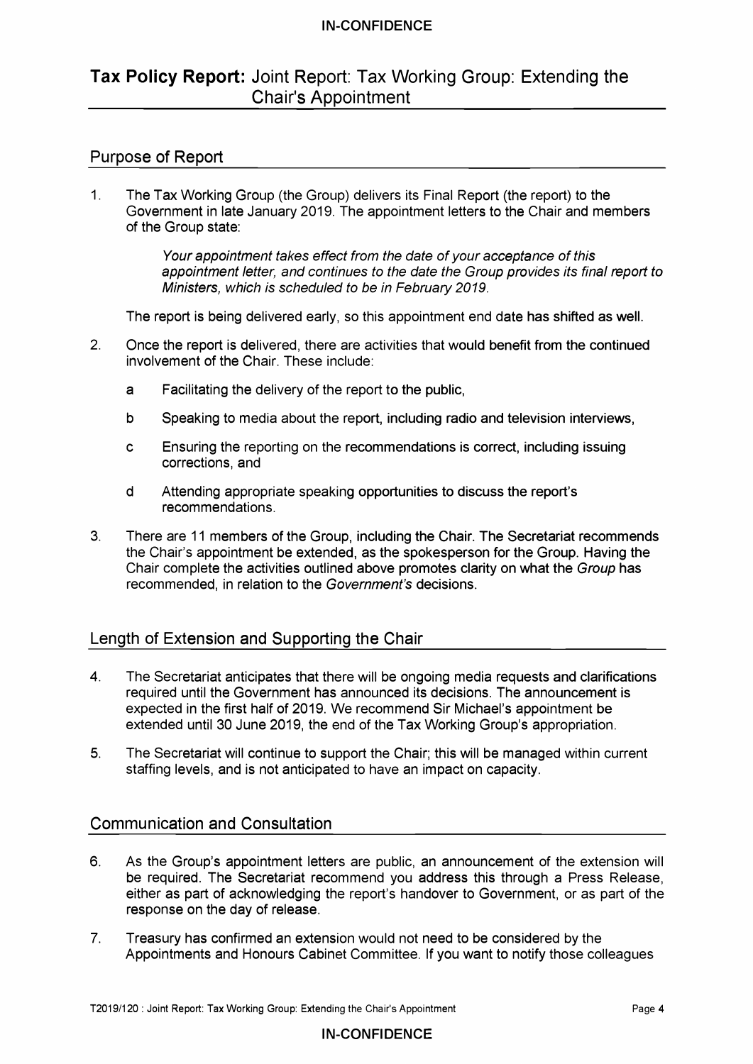# **Tax Policy Report:** Joint Report: Tax Working Group: Extending the Chair's Appointment

## Purpose of Report

1. The Tax Working Group (the Group) delivers its Final Report (the report) to the Government in late January 2019. The appointment letters to the Chair and members of the Group state:

   > *Your appointment takes effect from the date of your acceptance of this appointment letter, and continues to the date the Group provides its final report to Ministers, which is scheduled to be in February 2019.*

   The report is being delivered early, so this appointment end date has shifted as well.

2. Once the report is delivered, there are activities that would benefit from the continued involvement of the Chair. These include:

   a Facilitating the delivery of the report to the public,

   b Speaking to media about the report, including radio and television interviews,

   c Ensuring the reporting on the recommendations is correct, including issuing corrections, and

   d Attending appropriate speaking opportunities to discuss the report's recommendations.

3. There are 11 members of the Group, including the Chair. The Secretariat recommends the Chair's appointment be extended, as the spokesperson for the Group. Having the Chair complete the activities outlined above promotes clarity on what the *Group* has recommended, in relation to the *Government's* decisions.

## Length of Extension and Supporting the Chair

4. The Secretariat anticipates that there will be ongoing media requests and clarifications required until the Government has announced its decisions. The announcement is expected in the first half of 2019. We recommend Sir Michael's appointment be extended until 30 June 2019, the end of the Tax Working Group's appropriation.

5. The Secretariat will continue to support the Chair; this will be managed within current staffing levels, and is not anticipated to have an impact on capacity.

## Communication and Consultation

6. As the Group's appointment letters are public, an announcement of the extension will be required. The Secretariat recommend you address this through a Press Release, either as part of acknowledging the report's handover to Government, or as part of the response on the day of release.

7. Treasury has confirmed an extension would not need to be considered by the Appointments and Honours Cabinet Committee. If you want to notify those colleagues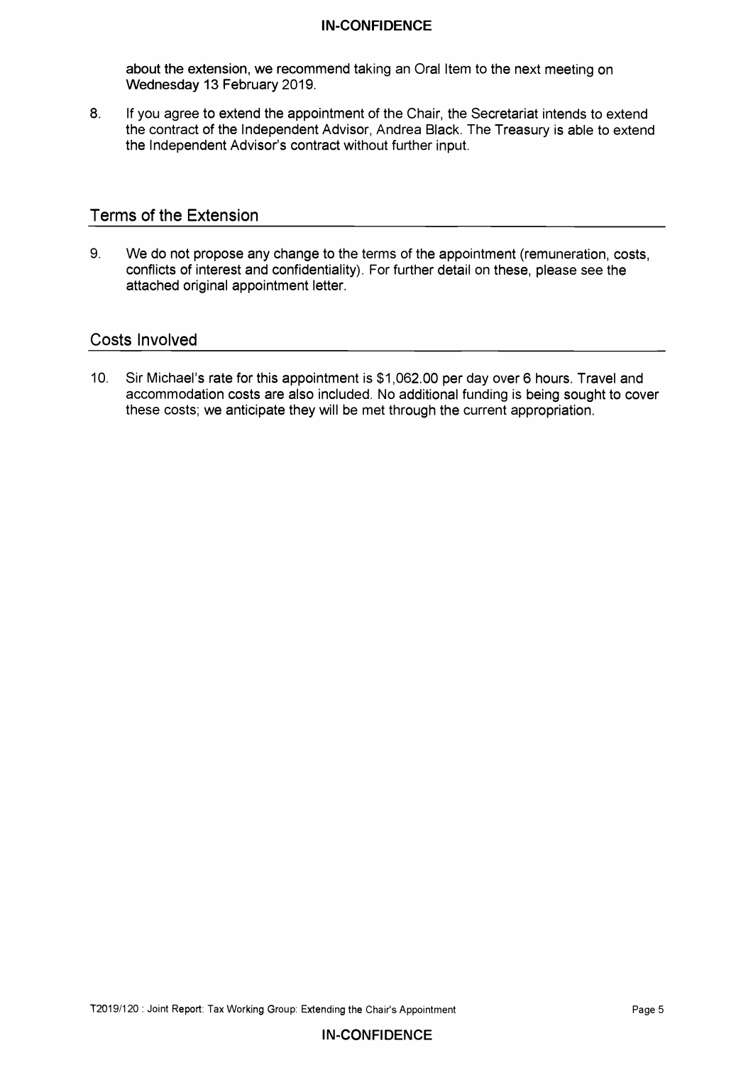about the extension, we recommend taking an Oral Item to the next meeting on Wednesday 13 February 2019.

8. If you agree to extend the appointment of the Chair, the Secretariat intends to extend the contract of the Independent Advisor, Andrea Black. The Treasury is able to extend the Independent Advisor's contract without further input.

## Terms of the Extension

9. We do not propose any change to the terms of the appointment (remuneration, costs, conflicts of interest and confidentiality). For further detail on these, please see the attached original appointment letter.

## Costs Involved

10. Sir Michael's rate for this appointment is $1,062.00 per day over 6 hours. Travel and accommodation costs are also included. No additional funding is being sought to cover these costs; we anticipate they will be met through the current appropriation.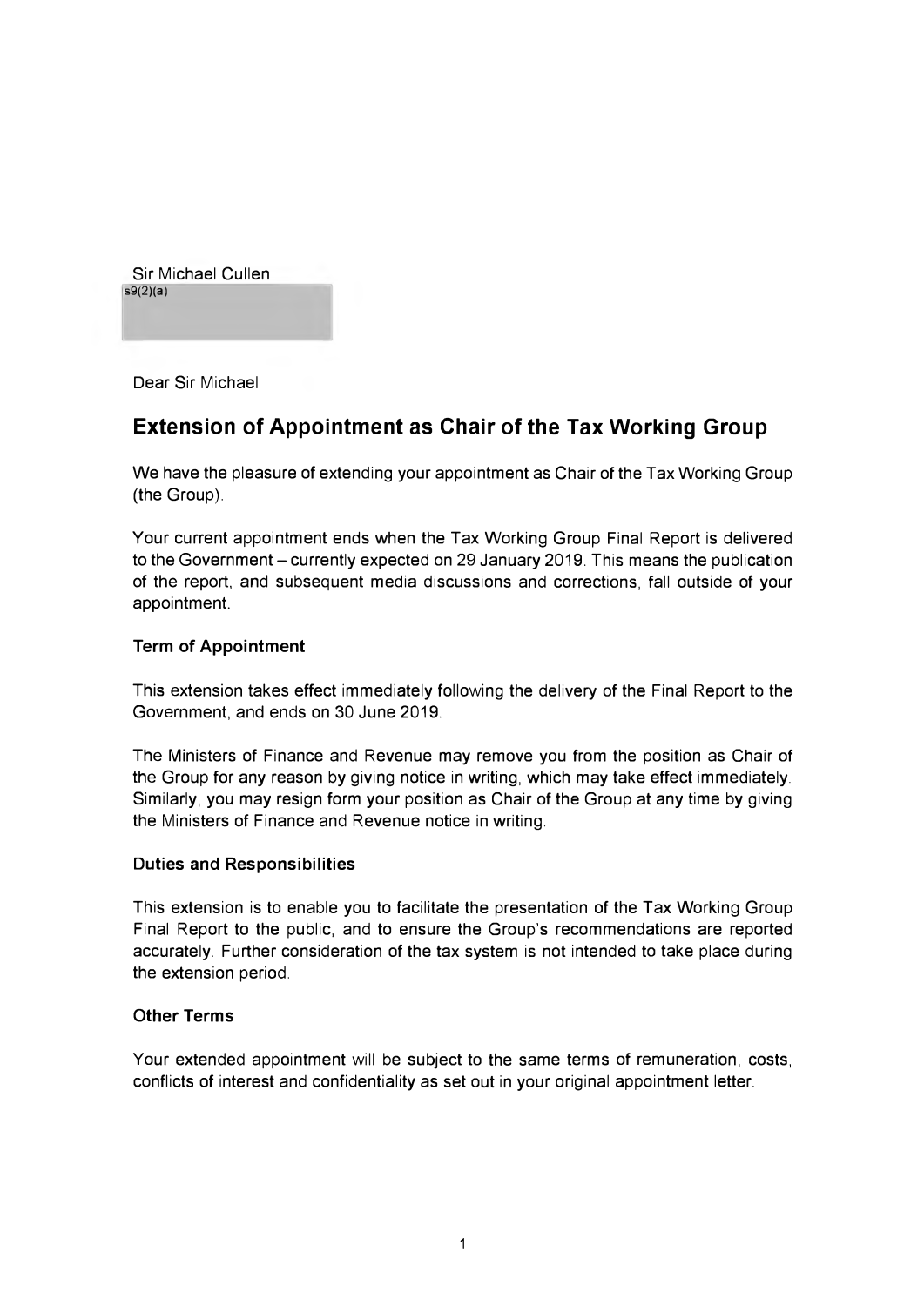Sir Michael Cullen
s9(2)(a)

Dear Sir Michael

## Extension of Appointment as Chair of the Tax Working Group

We have the pleasure of extending your appointment as Chair of the Tax Working Group (the Group).

Your current appointment ends when the Tax Working Group Final Report is delivered to the Government – currently expected on 29 January 2019. This means the publication of the report, and subsequent media discussions and corrections, fall outside of your appointment.

### Term of Appointment

This extension takes effect immediately following the delivery of the Final Report to the Government, and ends on 30 June 2019.

The Ministers of Finance and Revenue may remove you from the position as Chair of the Group for any reason by giving notice in writing, which may take effect immediately. Similarly, you may resign form your position as Chair of the Group at any time by giving the Ministers of Finance and Revenue notice in writing.

### Duties and Responsibilities

This extension is to enable you to facilitate the presentation of the Tax Working Group Final Report to the public, and to ensure the Group's recommendations are reported accurately. Further consideration of the tax system is not intended to take place during the extension period.

### Other Terms

Your extended appointment will be subject to the same terms of remuneration, costs, conflicts of interest and confidentiality as set out in your original appointment letter.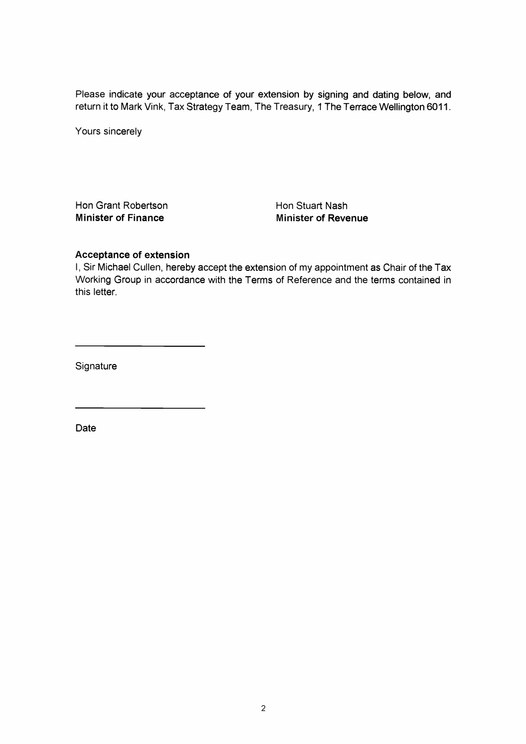Please indicate your acceptance of your extension by signing and dating below, and return it to Mark Vink, Tax Strategy Team, The Treasury, 1 The Terrace Wellington 6011.

Yours sincerely

Hon Grant Robertson
**Minister of Finance**

Hon Stuart Nash
**Minister of Revenue**

**Acceptance of extension**

I, Sir Michael Cullen, hereby accept the extension of my appointment as Chair of the Tax Working Group in accordance with the Terms of Reference and the terms contained in this letter.

\_\_\_\_\_\_\_\_\_\_\_\_\_\_\_\_\_\_\_\_\_\_\_\_

Signature

\_\_\_\_\_\_\_\_\_\_\_\_\_\_\_\_\_\_\_\_\_\_\_\_

Date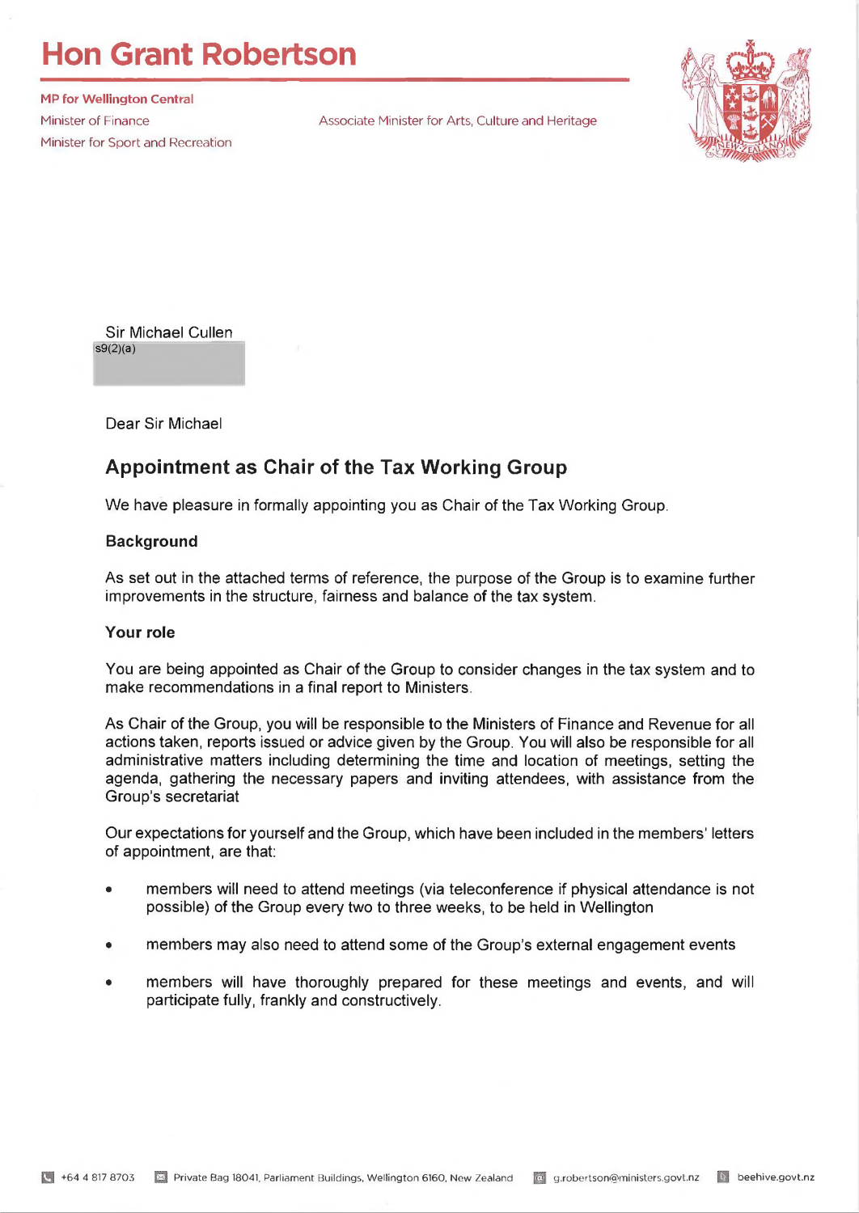# Hon Grant Robertson

**MP for Wellington Central**
Minister of Finance
Minister for Sport and Recreation

Associate Minister for Arts, Culture and Heritage

Sir Michael Cullen
s9(2)(a)

Dear Sir Michael

## Appointment as Chair of the Tax Working Group

We have pleasure in formally appointing you as Chair of the Tax Working Group.

### Background

As set out in the attached terms of reference, the purpose of the Group is to examine further improvements in the structure, fairness and balance of the tax system.

### Your role

You are being appointed as Chair of the Group to consider changes in the tax system and to make recommendations in a final report to Ministers.

As Chair of the Group, you will be responsible to the Ministers of Finance and Revenue for all actions taken, reports issued or advice given by the Group. You will also be responsible for all administrative matters including determining the time and location of meetings, setting the agenda, gathering the necessary papers and inviting attendees, with assistance from the Group's secretariat

Our expectations for yourself and the Group, which have been included in the members' letters of appointment, are that:

- members will need to attend meetings (via teleconference if physical attendance is not possible) of the Group every two to three weeks, to be held in Wellington
- members may also need to attend some of the Group's external engagement events
- members will have thoroughly prepared for these meetings and events, and will participate fully, frankly and constructively.

+64 4 817 8703 Private Bag 18041, Parliament Buildings, Wellington 6160, New Zealand g.robertson@ministers.govt.nz beehive.govt.nz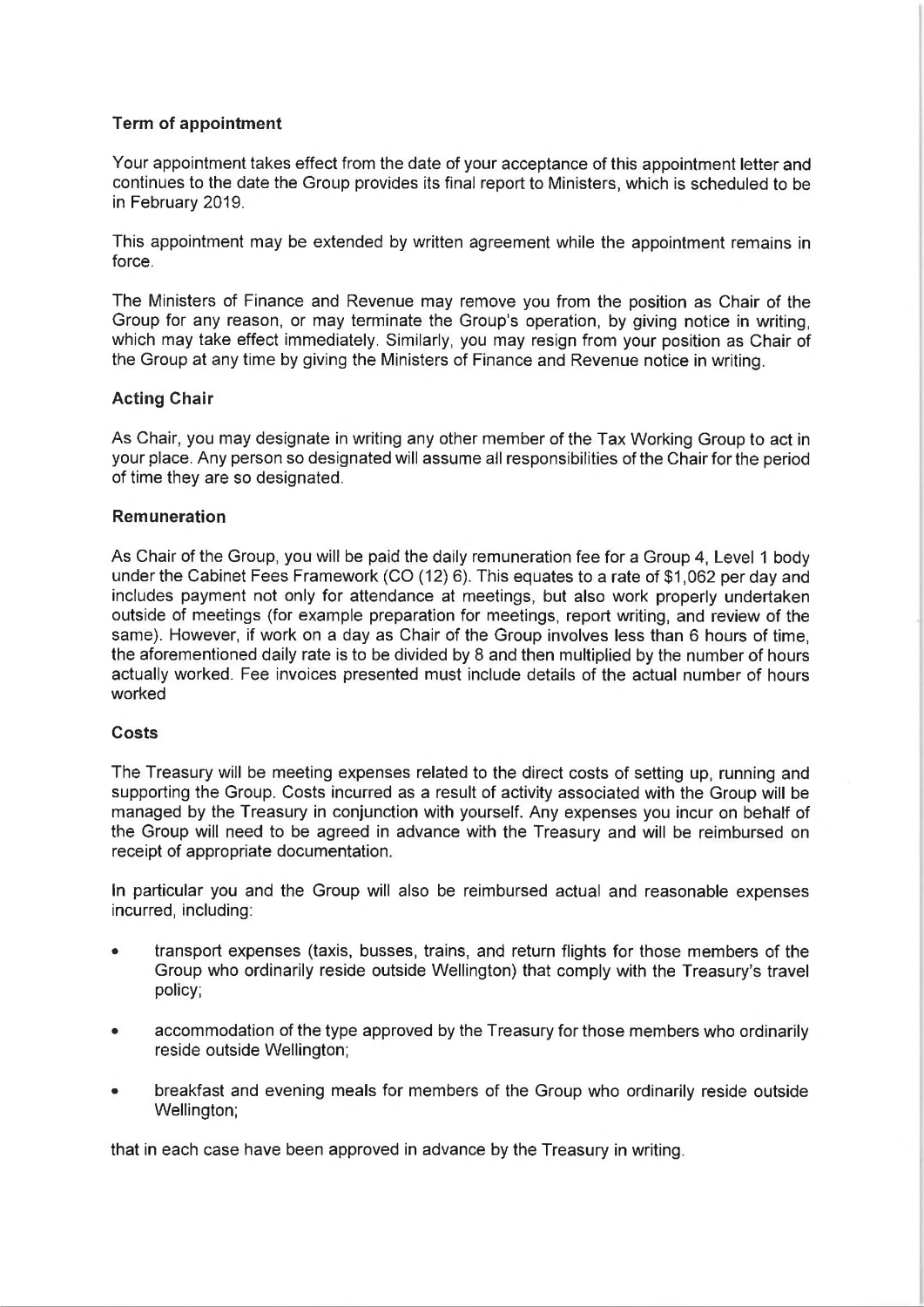**Term of appointment**

Your appointment takes effect from the date of your acceptance of this appointment letter and continues to the date the Group provides its final report to Ministers, which is scheduled to be in February 2019.

This appointment may be extended by written agreement while the appointment remains in force.

The Ministers of Finance and Revenue may remove you from the position as Chair of the Group for any reason, or may terminate the Group's operation, by giving notice in writing, which may take effect immediately. Similarly, you may resign from your position as Chair of the Group at any time by giving the Ministers of Finance and Revenue notice in writing.

**Acting Chair**

As Chair, you may designate in writing any other member of the Tax Working Group to act in your place. Any person so designated will assume all responsibilities of the Chair for the period of time they are so designated.

**Remuneration**

As Chair of the Group, you will be paid the daily remuneration fee for a Group 4, Level 1 body under the Cabinet Fees Framework (CO (12) 6). This equates to a rate of $1,062 per day and includes payment not only for attendance at meetings, but also work properly undertaken outside of meetings (for example preparation for meetings, report writing, and review of the same). However, if work on a day as Chair of the Group involves less than 6 hours of time, the aforementioned daily rate is to be divided by 8 and then multiplied by the number of hours actually worked. Fee invoices presented must include details of the actual number of hours worked

**Costs**

The Treasury will be meeting expenses related to the direct costs of setting up, running and supporting the Group. Costs incurred as a result of activity associated with the Group will be managed by the Treasury in conjunction with yourself. Any expenses you incur on behalf of the Group will need to be agreed in advance with the Treasury and will be reimbursed on receipt of appropriate documentation.

In particular you and the Group will also be reimbursed actual and reasonable expenses incurred, including:

- transport expenses (taxis, busses, trains, and return flights for those members of the Group who ordinarily reside outside Wellington) that comply with the Treasury's travel policy;
- accommodation of the type approved by the Treasury for those members who ordinarily reside outside Wellington;
- breakfast and evening meals for members of the Group who ordinarily reside outside Wellington;

that in each case have been approved in advance by the Treasury in writing.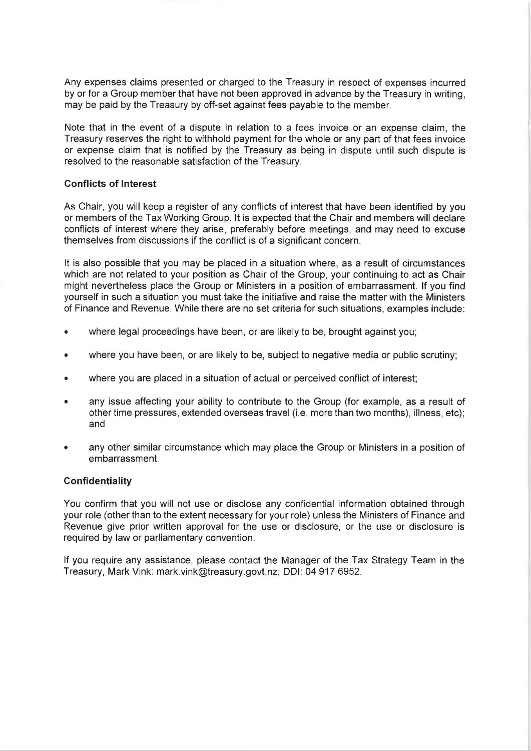Any expenses claims presented or charged to the Treasury in respect of expenses incurred by or for a Group member that have not been approved in advance by the Treasury in writing, may be paid by the Treasury by off-set against fees payable to the member.

Note that in the event of a dispute in relation to a fees invoice or an expense claim, the Treasury reserves the right to withhold payment for the whole or any part of that fees invoice or expense claim that is notified by the Treasury as being in dispute until such dispute is resolved to the reasonable satisfaction of the Treasury.

**Conflicts of Interest**

As Chair, you will keep a register of any conflicts of interest that have been identified by you or members of the Tax Working Group. It is expected that the Chair and members will declare conflicts of interest where they arise, preferably before meetings, and may need to excuse themselves from discussions if the conflict is of a significant concern.

It is also possible that you may be placed in a situation where, as a result of circumstances which are not related to your position as Chair of the Group, your continuing to act as Chair might nevertheless place the Group or Ministers in a position of embarrassment. If you find yourself in such a situation you must take the initiative and raise the matter with the Ministers of Finance and Revenue. While there are no set criteria for such situations, examples include:

- where legal proceedings have been, or are likely to be, brought against you;
- where you have been, or are likely to be, subject to negative media or public scrutiny;
- where you are placed in a situation of actual or perceived conflict of interest;
- any issue affecting your ability to contribute to the Group (for example, as a result of other time pressures, extended overseas travel (i.e. more than two months), illness, etc); and
- any other similar circumstance which may place the Group or Ministers in a position of embarrassment.

**Confidentiality**

You confirm that you will not use or disclose any confidential information obtained through your role (other than to the extent necessary for your role) unless the Ministers of Finance and Revenue give prior written approval for the use or disclosure, or the use or disclosure is required by law or parliamentary convention.

If you require any assistance, please contact the Manager of the Tax Strategy Team in the Treasury, Mark Vink: mark.vink@treasury.govt.nz; DDI: 04 917 6952.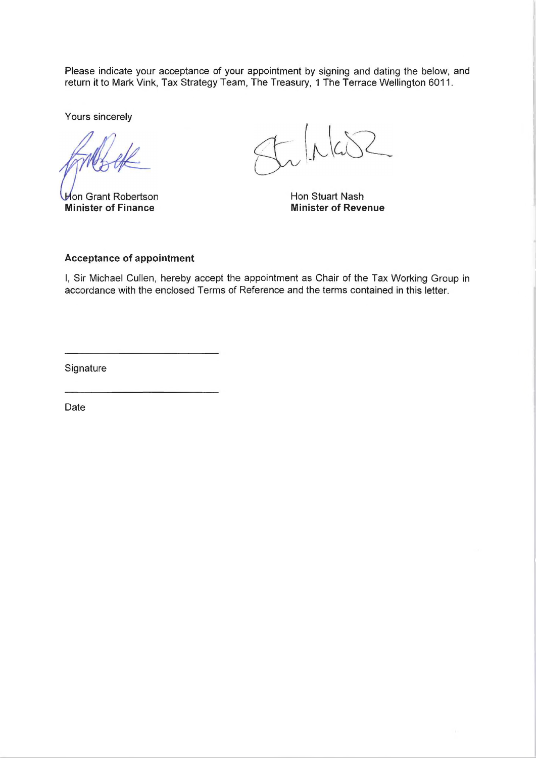Please indicate your acceptance of your appointment by signing and dating the below, and return it to Mark Vink, Tax Strategy Team, The Treasury, 1 The Terrace Wellington 6011.

Yours sincerely

Hon Grant Robertson
**Minister of Finance**

Hon Stuart Nash
**Minister of Revenue**

**Acceptance of appointment**

I, Sir Michael Cullen, hereby accept the appointment as Chair of the Tax Working Group in accordance with the enclosed Terms of Reference and the terms contained in this letter.

\_\_\_\_\_\_\_\_\_\_\_\_\_\_\_\_\_\_\_\_\_\_\_\_\_\_

Signature

\_\_\_\_\_\_\_\_\_\_\_\_\_\_\_\_\_\_\_\_\_\_\_\_\_\_

Date